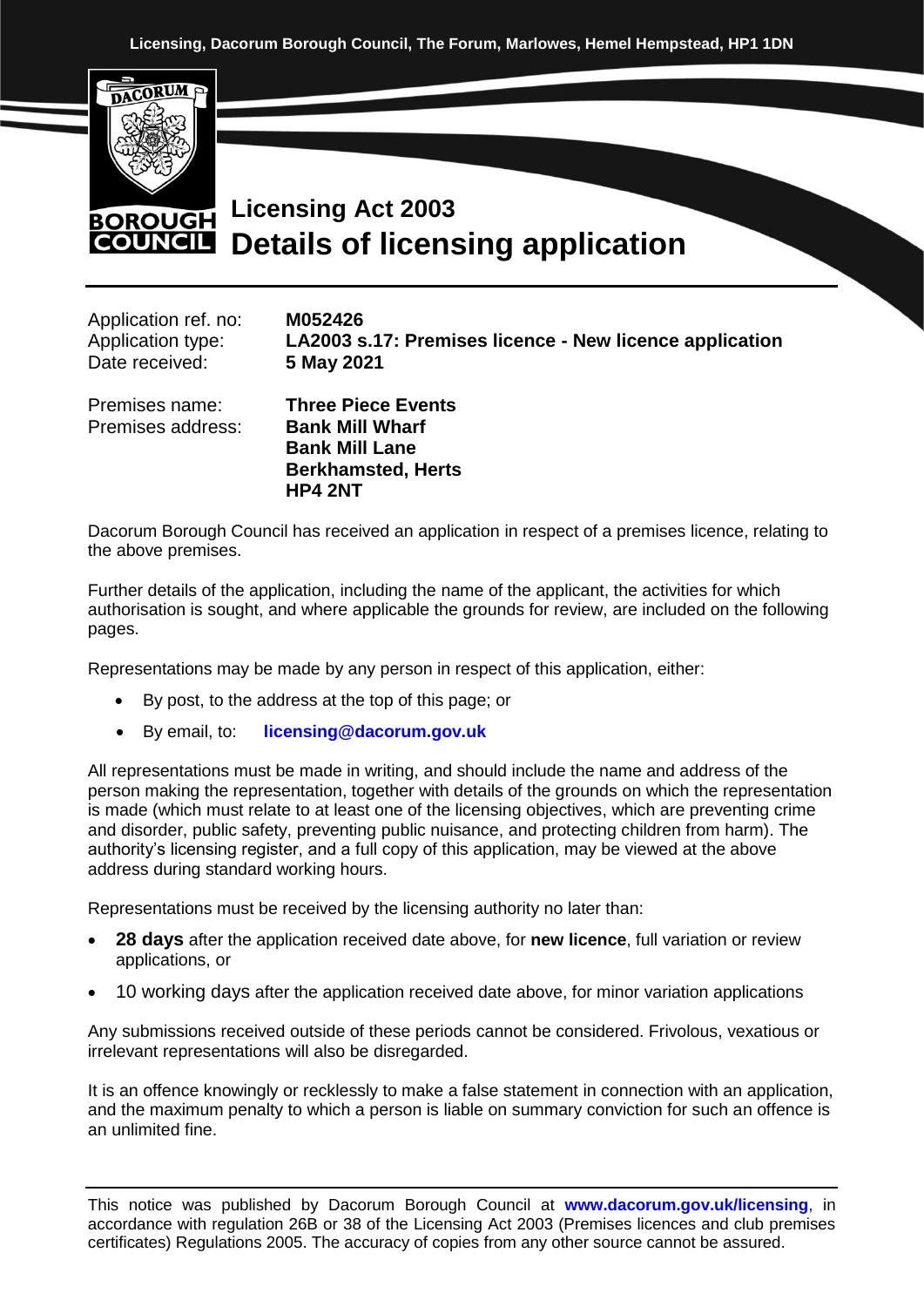Licensing, Dacorum Borough Council, The Forum, Marlowes, Hemel Hempstead, HP1 1DN

# Licensing Act 2003
# Details of licensing application

| | |
|---|---|
| Application ref. no: | **M052426** |
| Application type: | **LA2003 s.17: Premises licence - New licence application** |
| Date received: | **5 May 2021** |
| Premises name: | **Three Piece Events** |
| Premises address: | **Bank Mill Wharf**<br>**Bank Mill Lane**<br>**Berkhamsted, Herts**<br>**HP4 2NT** |

Dacorum Borough Council has received an application in respect of a premises licence, relating to the above premises.

Further details of the application, including the name of the applicant, the activities for which authorisation is sought, and where applicable the grounds for review, are included on the following pages.

Representations may be made by any person in respect of this application, either:

- By post, to the address at the top of this page; or
- By email, to: **licensing@dacorum.gov.uk**

All representations must be made in writing, and should include the name and address of the person making the representation, together with details of the grounds on which the representation is made (which must relate to at least one of the licensing objectives, which are preventing crime and disorder, public safety, preventing public nuisance, and protecting children from harm). The authority's licensing register, and a full copy of this application, may be viewed at the above address during standard working hours.

Representations must be received by the licensing authority no later than:

- **28 days** after the application received date above, for **new licence**, full variation or review applications, or
- 10 working days after the application received date above, for minor variation applications

Any submissions received outside of these periods cannot be considered. Frivolous, vexatious or irrelevant representations will also be disregarded.

It is an offence knowingly or recklessly to make a false statement in connection with an application, and the maximum penalty to which a person is liable on summary conviction for such an offence is an unlimited fine.

This notice was published by Dacorum Borough Council at **www.dacorum.gov.uk/licensing**, in accordance with regulation 26B or 38 of the Licensing Act 2003 (Premises licences and club premises certificates) Regulations 2005. The accuracy of copies from any other source cannot be assured.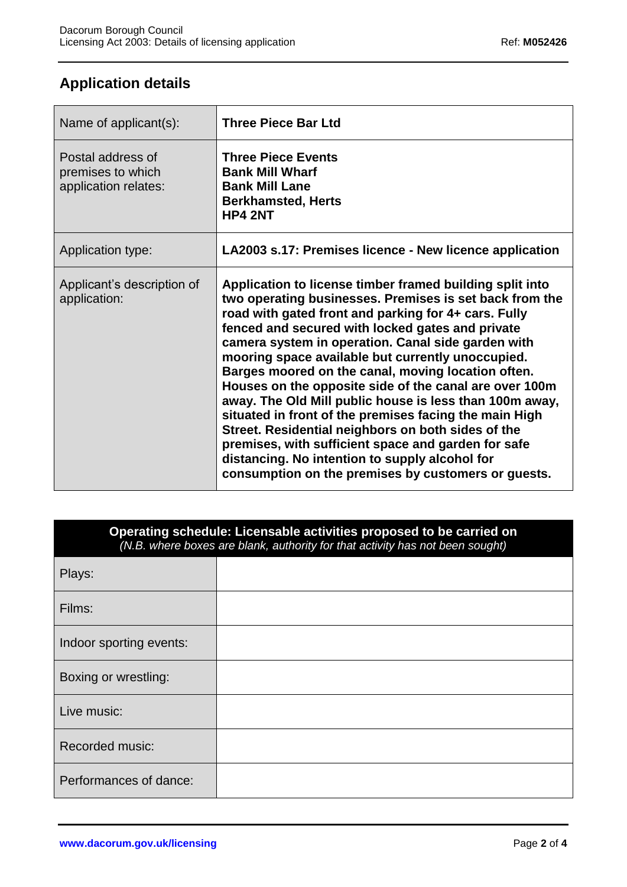## Application details

| | |
|---|---|
| Name of applicant(s): | **Three Piece Bar Ltd** |
| Postal address of premises to which application relates: | **Three Piece Events**<br>**Bank Mill Wharf**<br>**Bank Mill Lane**<br>**Berkhamsted, Herts**<br>**HP4 2NT** |
| Application type: | **LA2003 s.17: Premises licence - New licence application** |
| Applicant's description of application: | **Application to license timber framed building split into two operating businesses. Premises is set back from the road with gated front and parking for 4+ cars. Fully fenced and secured with locked gates and private camera system in operation. Canal side garden with mooring space available but currently unoccupied. Barges moored on the canal, moving location often. Houses on the opposite side of the canal are over 100m away. The Old Mill public house is less than 100m away, situated in front of the premises facing the main High Street. Residential neighbors on both sides of the premises, with sufficient space and garden for safe distancing. No intention to supply alcohol for consumption on the premises by customers or guests.** |

| **Operating schedule: Licensable activities proposed to be carried on**<br>*(N.B. where boxes are blank, authority for that activity has not been sought)* | |
|---|---|
| Plays: | |
| Films: | |
| Indoor sporting events: | |
| Boxing or wrestling: | |
| Live music: | |
| Recorded music: | |
| Performances of dance: | |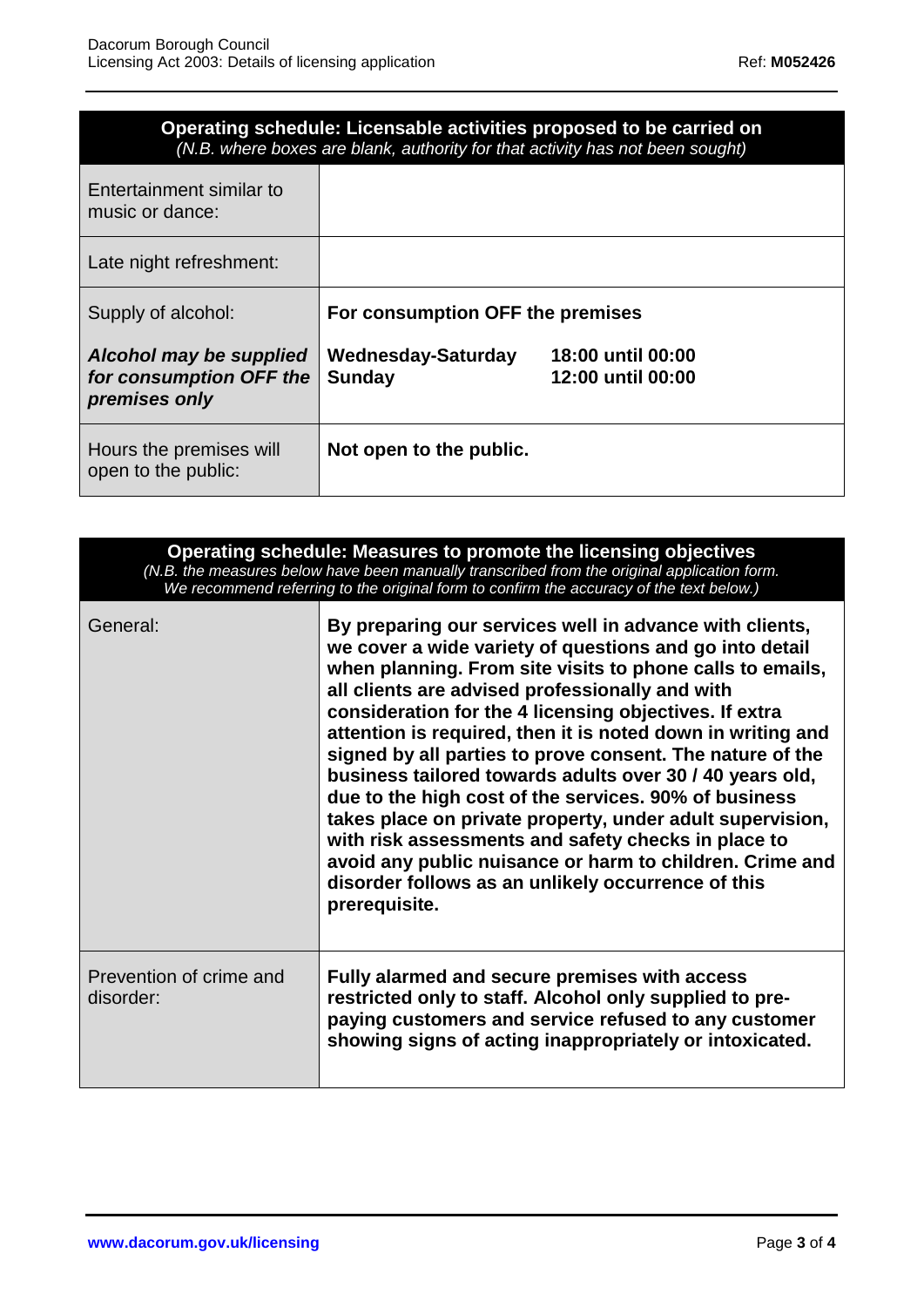| **Operating schedule: Licensable activities proposed to be carried on**<br>*(N.B. where boxes are blank, authority for that activity has not been sought)* | |
|---|---|
| Entertainment similar to music or dance: | |
| Late night refreshment: | |
| Supply of alcohol:<br><br>***Alcohol may be supplied for consumption OFF the premises only*** | **For consumption OFF the premises**<br><br>**Wednesday-Saturday 18:00 until 00:00**<br>**Sunday 12:00 until 00:00** |
| Hours the premises will open to the public: | **Not open to the public.** |

| **Operating schedule: Measures to promote the licensing objectives**<br>*(N.B. the measures below have been manually transcribed from the original application form. We recommend referring to the original form to confirm the accuracy of the text below.)* | |
|---|---|
| General: | **By preparing our services well in advance with clients, we cover a wide variety of questions and go into detail when planning. From site visits to phone calls to emails, all clients are advised professionally and with consideration for the 4 licensing objectives. If extra attention is required, then it is noted down in writing and signed by all parties to prove consent. The nature of the business tailored towards adults over 30 / 40 years old, due to the high cost of the services. 90% of business takes place on private property, under adult supervision, with risk assessments and safety checks in place to avoid any public nuisance or harm to children. Crime and disorder follows as an unlikely occurrence of this prerequisite.** |
| Prevention of crime and disorder: | **Fully alarmed and secure premises with access restricted only to staff. Alcohol only supplied to pre-paying customers and service refused to any customer showing signs of acting inappropriately or intoxicated.** |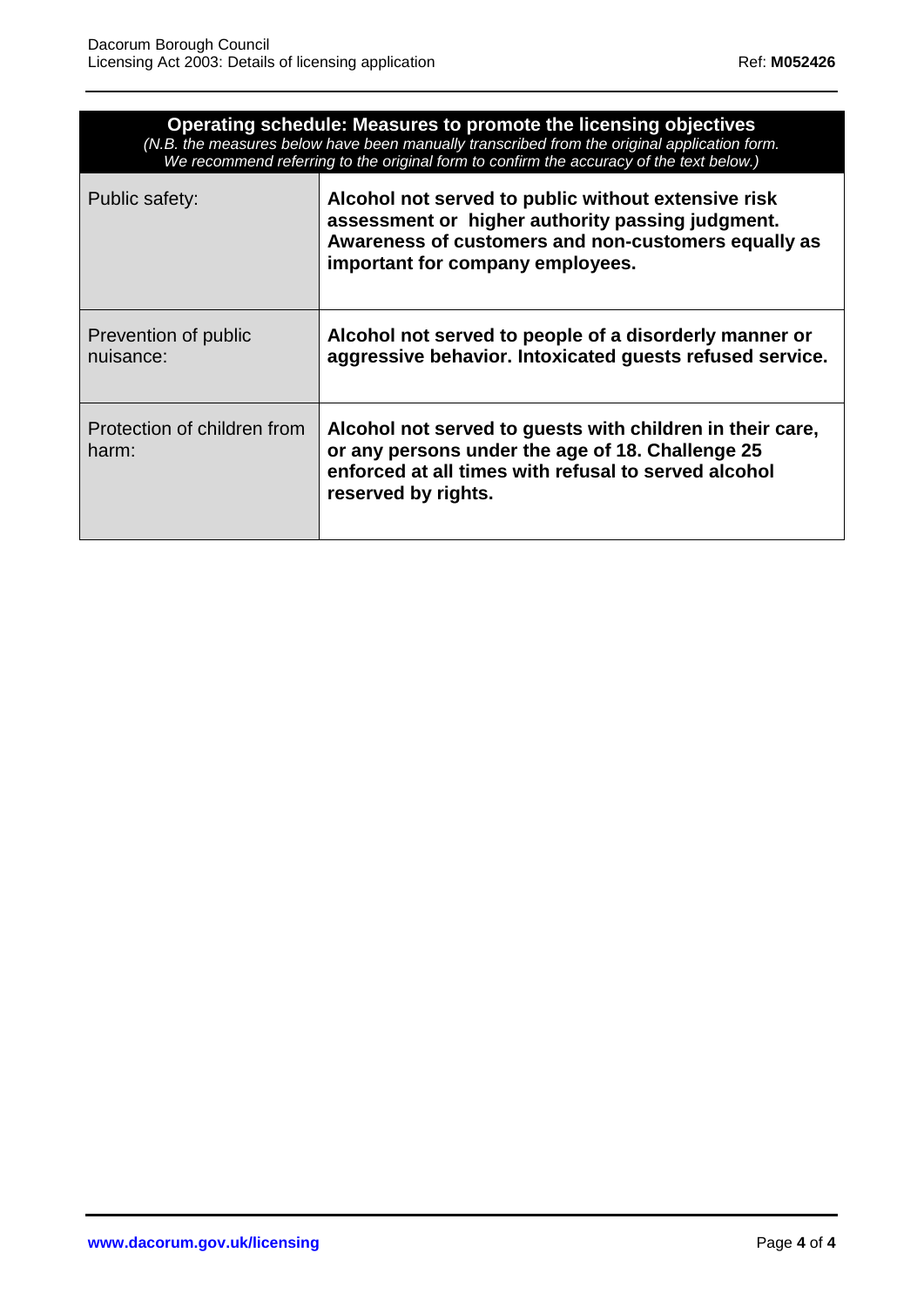| Operating schedule: Measures to promote the licensing objectives<br>*(N.B. the measures below have been manually transcribed from the original application form. We recommend referring to the original form to confirm the accuracy of the text below.)* | |
|---|---|
| Public safety: | **Alcohol not served to public without extensive risk assessment or higher authority passing judgment. Awareness of customers and non-customers equally as important for company employees.** |
| Prevention of public nuisance: | **Alcohol not served to people of a disorderly manner or aggressive behavior. Intoxicated guests refused service.** |
| Protection of children from harm: | **Alcohol not served to guests with children in their care, or any persons under the age of 18. Challenge 25 enforced at all times with refusal to served alcohol reserved by rights.** |